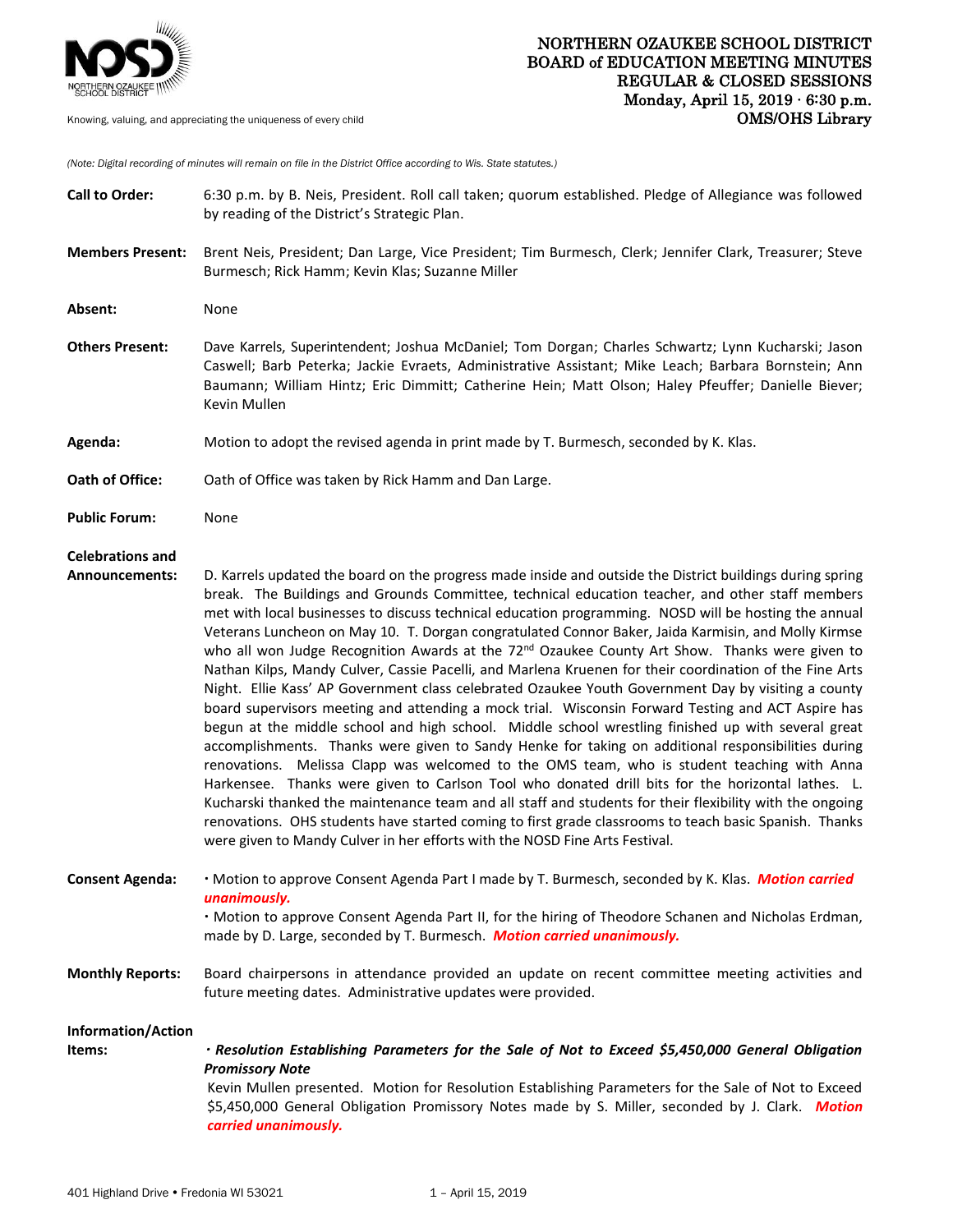# NORTHERN OZAUKEE SCHOOL DISTRICT
## BOARD of EDUCATION MEETING MINUTES
## REGULAR & CLOSED SESSIONS
**Monday, April 15, 2019 · 6:30 p.m.**
**OMS/OHS Library**

Knowing, valuing, and appreciating the uniqueness of every child

*(Note: Digital recording of minutes will remain on file in the District Office according to Wis. State statutes.)*

**Call to Order:** 6:30 p.m. by B. Neis, President. Roll call taken; quorum established. Pledge of Allegiance was followed by reading of the District's Strategic Plan.

**Members Present:** Brent Neis, President; Dan Large, Vice President; Tim Burmesch, Clerk; Jennifer Clark, Treasurer; Steve Burmesch; Rick Hamm; Kevin Klas; Suzanne Miller

**Absent:** None

**Others Present:** Dave Karrels, Superintendent; Joshua McDaniel; Tom Dorgan; Charles Schwartz; Lynn Kucharski; Jason Caswell; Barb Peterka; Jackie Evraets, Administrative Assistant; Mike Leach; Barbara Bornstein; Ann Baumann; William Hintz; Eric Dimmitt; Catherine Hein; Matt Olson; Haley Pfeuffer; Danielle Biever; Kevin Mullen

**Agenda:** Motion to adopt the revised agenda in print made by T. Burmesch, seconded by K. Klas.

**Oath of Office:** Oath of Office was taken by Rick Hamm and Dan Large.

**Public Forum:** None

**Celebrations and Announcements:** D. Karrels updated the board on the progress made inside and outside the District buildings during spring break. The Buildings and Grounds Committee, technical education teacher, and other staff members met with local businesses to discuss technical education programming. NOSD will be hosting the annual Veterans Luncheon on May 10. T. Dorgan congratulated Connor Baker, Jaida Karmisin, and Molly Kirmse who all won Judge Recognition Awards at the 72nd Ozaukee County Art Show. Thanks were given to Nathan Kilps, Mandy Culver, Cassie Pacelli, and Marlena Kruenen for their coordination of the Fine Arts Night. Ellie Kass' AP Government class celebrated Ozaukee Youth Government Day by visiting a county board supervisors meeting and attending a mock trial. Wisconsin Forward Testing and ACT Aspire has begun at the middle school and high school. Middle school wrestling finished up with several great accomplishments. Thanks were given to Sandy Henke for taking on additional responsibilities during renovations. Melissa Clapp was welcomed to the OMS team, who is student teaching with Anna Harkensee. Thanks were given to Carlson Tool who donated drill bits for the horizontal lathes. L. Kucharski thanked the maintenance team and all staff and students for their flexibility with the ongoing renovations. OHS students have started coming to first grade classrooms to teach basic Spanish. Thanks were given to Mandy Culver in her efforts with the NOSD Fine Arts Festival.

**Consent Agenda:**
- Motion to approve Consent Agenda Part I made by T. Burmesch, seconded by K. Klas. ***Motion carried unanimously.***
- Motion to approve Consent Agenda Part II, for the hiring of Theodore Schanen and Nicholas Erdman, made by D. Large, seconded by T. Burmesch. ***Motion carried unanimously.***

**Monthly Reports:** Board chairpersons in attendance provided an update on recent committee meeting activities and future meeting dates. Administrative updates were provided.

**Information/Action Items:**
- ***Resolution Establishing Parameters for the Sale of Not to Exceed $5,450,000 General Obligation Promissory Note***

  Kevin Mullen presented. Motion for Resolution Establishing Parameters for the Sale of Not to Exceed $5,450,000 General Obligation Promissory Notes made by S. Miller, seconded by J. Clark. ***Motion carried unanimously.***

401 Highland Drive • Fredonia WI 53021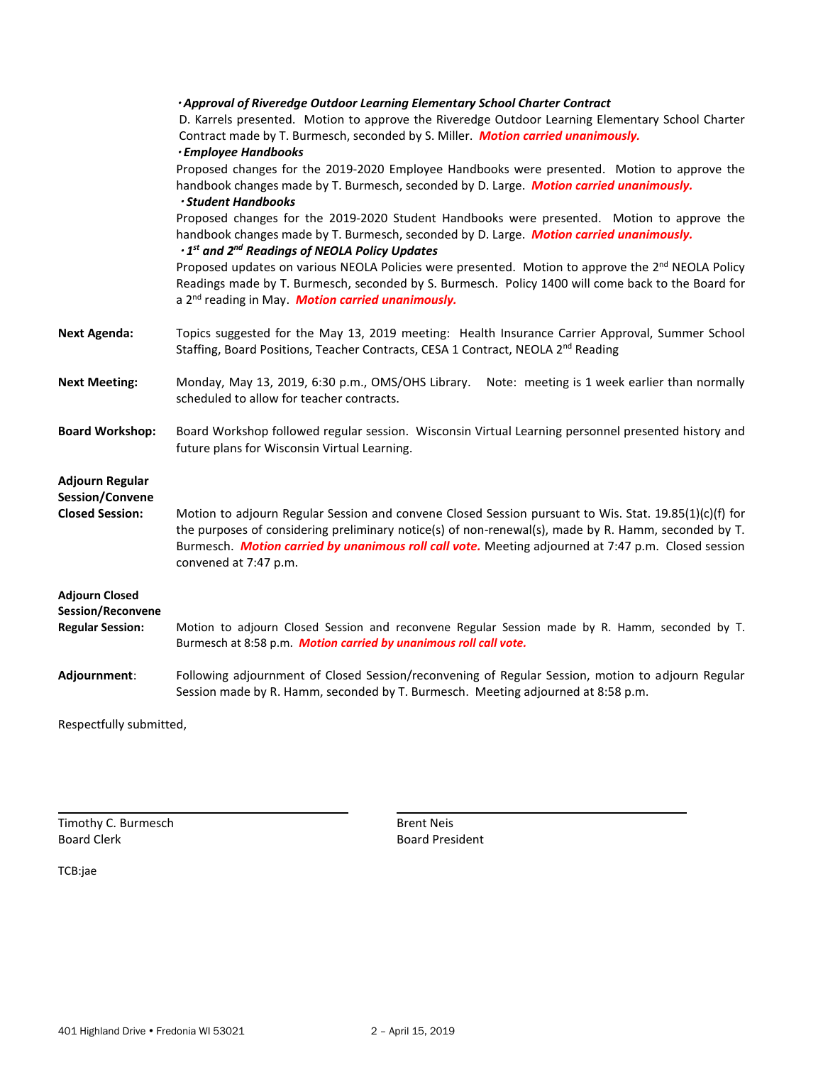**· *Approval of Riveredge Outdoor Learning Elementary School Charter Contract***
D. Karrels presented. Motion to approve the Riveredge Outdoor Learning Elementary School Charter Contract made by T. Burmesch, seconded by S. Miller. ***Motion carried unanimously.***

**· *Employee Handbooks***
Proposed changes for the 2019-2020 Employee Handbooks were presented. Motion to approve the handbook changes made by T. Burmesch, seconded by D. Large. ***Motion carried unanimously.***

**· *Student Handbooks***
Proposed changes for the 2019-2020 Student Handbooks were presented. Motion to approve the handbook changes made by T. Burmesch, seconded by D. Large. ***Motion carried unanimously.***

**· *1st and 2nd Readings of NEOLA Policy Updates***
Proposed updates on various NEOLA Policies were presented. Motion to approve the 2nd NEOLA Policy Readings made by T. Burmesch, seconded by S. Burmesch. Policy 1400 will come back to the Board for a 2nd reading in May. ***Motion carried unanimously.***

**Next Agenda:** Topics suggested for the May 13, 2019 meeting: Health Insurance Carrier Approval, Summer School Staffing, Board Positions, Teacher Contracts, CESA 1 Contract, NEOLA 2nd Reading

**Next Meeting:** Monday, May 13, 2019, 6:30 p.m., OMS/OHS Library. Note: meeting is 1 week earlier than normally scheduled to allow for teacher contracts.

**Board Workshop:** Board Workshop followed regular session. Wisconsin Virtual Learning personnel presented history and future plans for Wisconsin Virtual Learning.

**Adjourn Regular Session/Convene Closed Session:** Motion to adjourn Regular Session and convene Closed Session pursuant to Wis. Stat. 19.85(1)(c)(f) for the purposes of considering preliminary notice(s) of non-renewal(s), made by R. Hamm, seconded by T. Burmesch. ***Motion carried by unanimous roll call vote.*** Meeting adjourned at 7:47 p.m. Closed session convened at 7:47 p.m.

**Adjourn Closed Session/Reconvene Regular Session:** Motion to adjourn Closed Session and reconvene Regular Session made by R. Hamm, seconded by T. Burmesch at 8:58 p.m. ***Motion carried by unanimous roll call vote.***

**Adjournment**: Following adjournment of Closed Session/reconvening of Regular Session, motion to adjourn Regular Session made by R. Hamm, seconded by T. Burmesch. Meeting adjourned at 8:58 p.m.

Respectfully submitted,

| | |
|---|---|
| Timothy C. Burmesch | Brent Neis |
| Board Clerk | Board President |

TCB:jae

401 Highland Drive • Fredonia WI 53021